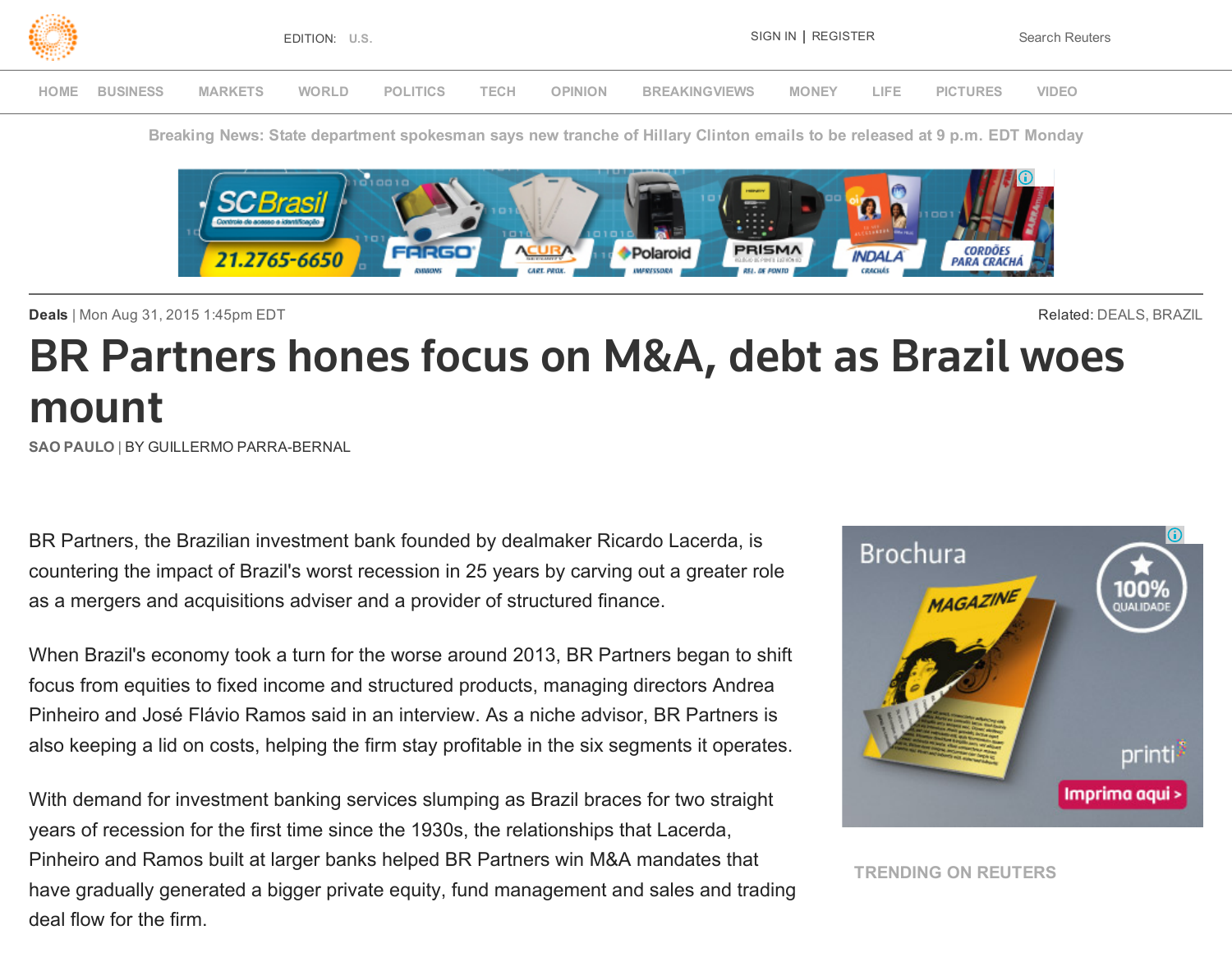Deals | Mon Aug 31, 2015 1:45pm EDT

Related: DEALS, BRAZIL

# BR Partners hones focus on M&A, debt as Brazil woes mount

SAO PAULO | BY GUILLERMO PARRA-BERNAL

BR Partners, the Brazilian investment bank founded by dealmaker Ricardo Lacerda, is countering the impact of Brazil's worst recession in 25 years by carving out a greater role as a mergers and acquisitions adviser and a provider of structured finance.

When Brazil's economy took a turn for the worse around 2013, BR Partners began to shift focus from equities to fixed income and structured products, managing directors Andrea Pinheiro and José Flávio Ramos said in an interview. As a niche advisor, BR Partners is also keeping a lid on costs, helping the firm stay profitable in the six segments it operates.

With demand for investment banking services slumping as Brazil braces for two straight years of recession for the first time since the 1930s, the relationships that Lacerda, Pinheiro and Ramos built at larger banks helped BR Partners win M&A mandates that have gradually generated a bigger private equity, fund management and sales and trading deal flow for the firm.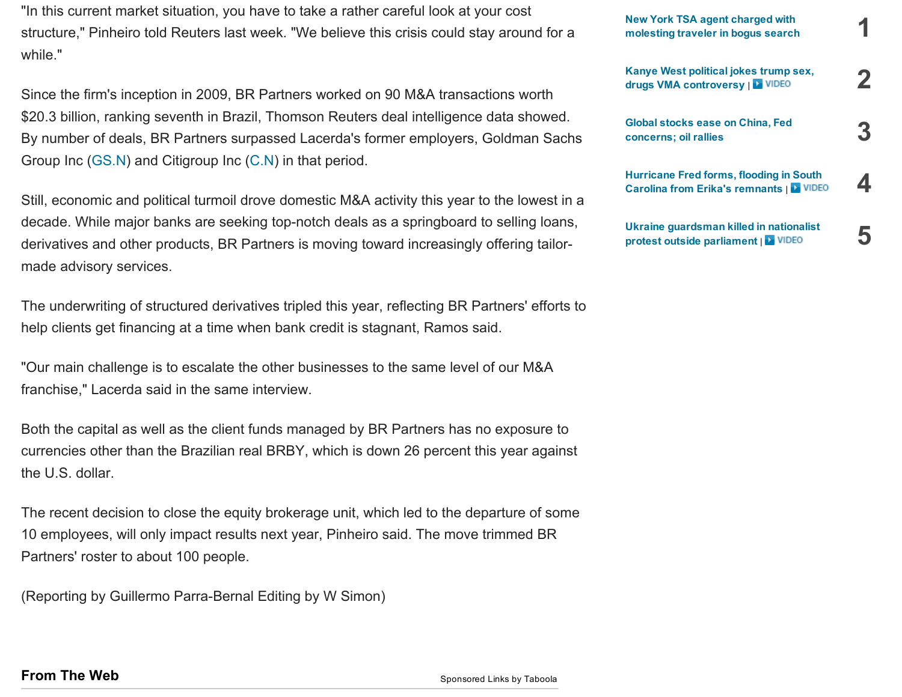"In this current market situation, you have to take a rather careful look at your cost structure," Pinheiro told Reuters last week. "We believe this crisis could stay around for a while."

Since the firm's inception in 2009, BR Partners worked on 90 M&A transactions worth $20.3 billion, ranking seventh in Brazil, Thomson Reuters deal intelligence data showed. By number of deals, BR Partners surpassed Lacerda's former employers, Goldman Sachs Group Inc (GS.N) and Citigroup Inc (C.N) in that period.

Still, economic and political turmoil drove domestic M&A activity this year to the lowest in a decade. While major banks are seeking top-notch deals as a springboard to selling loans, derivatives and other products, BR Partners is moving toward increasingly offering tailor-made advisory services.

The underwriting of structured derivatives tripled this year, reflecting BR Partners' efforts to help clients get financing at a time when bank credit is stagnant, Ramos said.

"Our main challenge is to escalate the other businesses to the same level of our M&A franchise," Lacerda said in the same interview.

Both the capital as well as the client funds managed by BR Partners has no exposure to currencies other than the Brazilian real BRBY, which is down 26 percent this year against the U.S. dollar.

The recent decision to close the equity brokerage unit, which led to the departure of some 10 employees, will only impact results next year, Pinheiro said. The move trimmed BR Partners' roster to about 100 people.

(Reporting by Guillermo Parra-Bernal Editing by W Simon)

**From The Web**

Sponsored Links by Taboola

1. New York TSA agent charged with molesting traveler in bogus search
2. Kanye West political jokes trump sex, drugs VMA controversy | VIDEO
3. Global stocks ease on China, Fed concerns; oil rallies
4. Hurricane Fred forms, flooding in South Carolina from Erika's remnants | VIDEO
5. Ukraine guardsman killed in nationalist protest outside parliament | VIDEO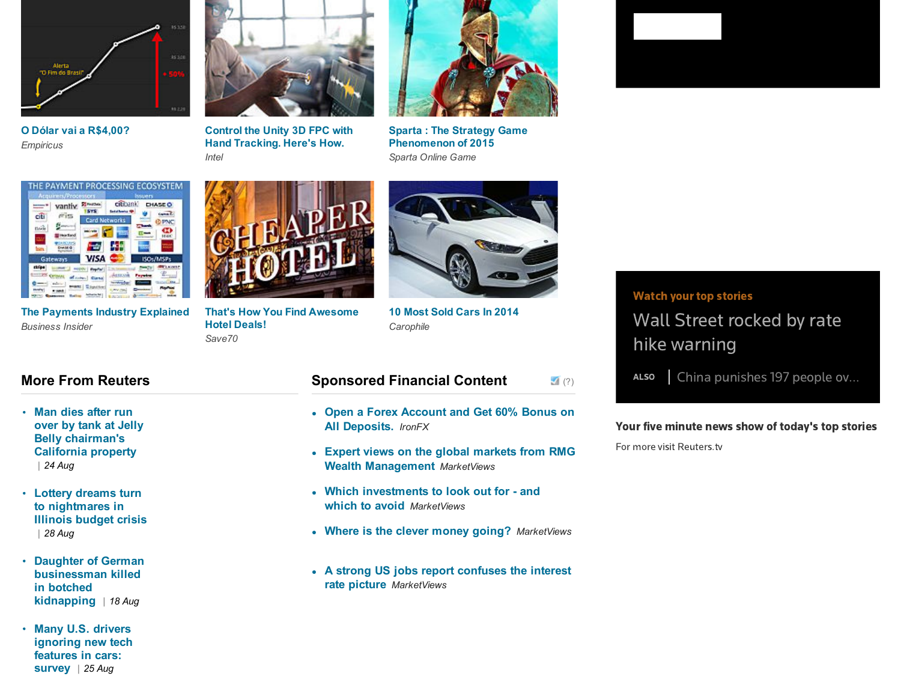**O Dólar vai a R$4,00?**
*Empiricus*

**Control the Unity 3D FPC with Hand Tracking. Here's How.**
*Intel*

**Sparta : The Strategy Game Phenomenon of 2015**
*Sparta Online Game*

**The Payments Industry Explained**
*Business Insider*

**That's How You Find Awesome Hotel Deals!**
*Save70*

**10 Most Sold Cars In 2014**
*Carophile*

## More From Reuters

- **Man dies after run over by tank at Jelly Belly chairman's California property** | *24 Aug*
- **Lottery dreams turn to nightmares in Illinois budget crisis** | *28 Aug*
- **Daughter of German businessman killed in botched kidnapping** | *18 Aug*
- **Many U.S. drivers ignoring new tech features in cars: survey** | *25 Aug*

## Sponsored Financial Content

(?)

- **Open a Forex Account and Get 60% Bonus on All Deposits.** *IronFX*
- **Expert views on the global markets from RMG Wealth Management** *MarketViews*
- **Which investments to look out for - and which to avoid** *MarketViews*
- **Where is the clever money going?** *MarketViews*
- **A strong US jobs report confuses the interest rate picture** *MarketViews*

Watch your top stories

Wall Street rocked by rate hike warning

ALSO | China punishes 197 people ov...

**Your five minute news show of today's top stories**

For more visit Reuters.tv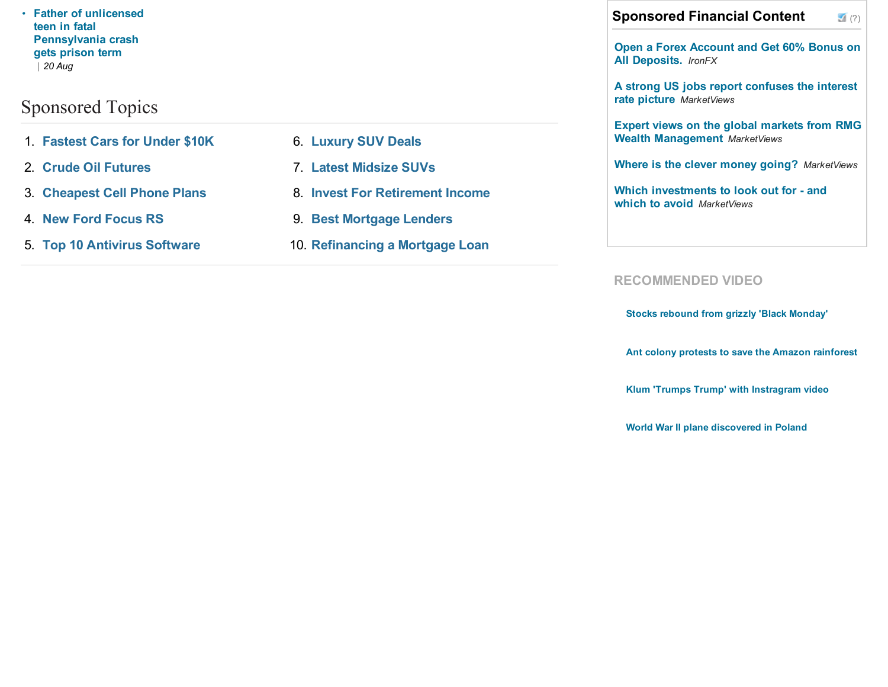- **Father of unlicensed teen in fatal Pennsylvania crash gets prison term** | *20 Aug*

## Sponsored Topics

1. **Fastest Cars for Under $10K**
2. **Crude Oil Futures**
3. **Cheapest Cell Phone Plans**
4. **New Ford Focus RS**
5. **Top 10 Antivirus Software**
6. **Luxury SUV Deals**
7. **Latest Midsize SUVs**
8. **Invest For Retirement Income**
9. **Best Mortgage Lenders**
10. **Refinancing a Mortgage Loan**

## Sponsored Financial Content

(?)

**Open a Forex Account and Get 60% Bonus on All Deposits.** *IronFX*

**A strong US jobs report confuses the interest rate picture** *MarketViews*

**Expert views on the global markets from RMG Wealth Management** *MarketViews*

**Where is the clever money going?** *MarketViews*

**Which investments to look out for - and which to avoid** *MarketViews*

## RECOMMENDED VIDEO

**Stocks rebound from grizzly 'Black Monday'**

**Ant colony protests to save the Amazon rainforest**

**Klum 'Trumps Trump' with Instragram video**

**World War II plane discovered in Poland**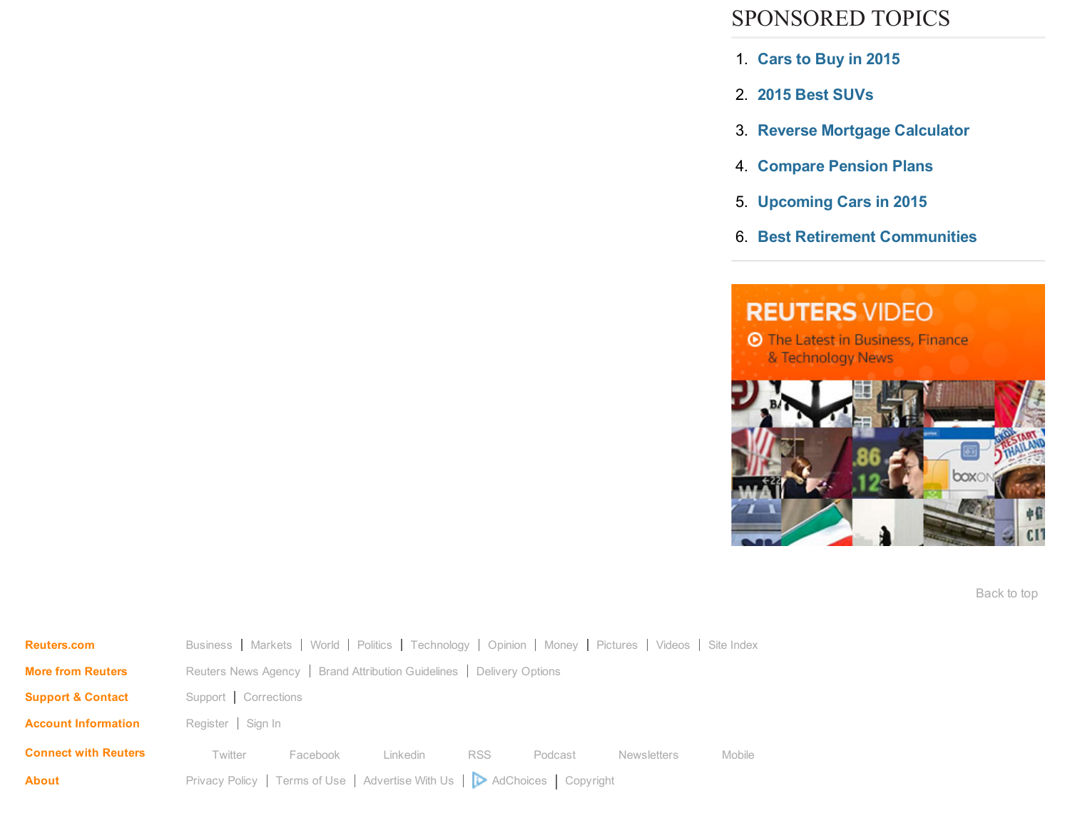## SPONSORED TOPICS

1. Cars to Buy in 2015
2. 2015 Best SUVs
3. Reverse Mortgage Calculator
4. Compare Pension Plans
5. Upcoming Cars in 2015
6. Best Retirement Communities

REUTERS VIDEO

The Latest in Business, Finance & Technology News

Back to top

**Reuters.com** Business | Markets | World | Politics | Technology | Opinion | Money | Pictures | Videos | Site Index

**More from Reuters** Reuters News Agency | Brand Attribution Guidelines | Delivery Options

**Support & Contact** Support | Corrections

**Account Information** Register | Sign In

**Connect with Reuters** Twitter Facebook Linkedin RSS Podcast Newsletters Mobile

**About** Privacy Policy | Terms of Use | Advertise With Us | AdChoices | Copyright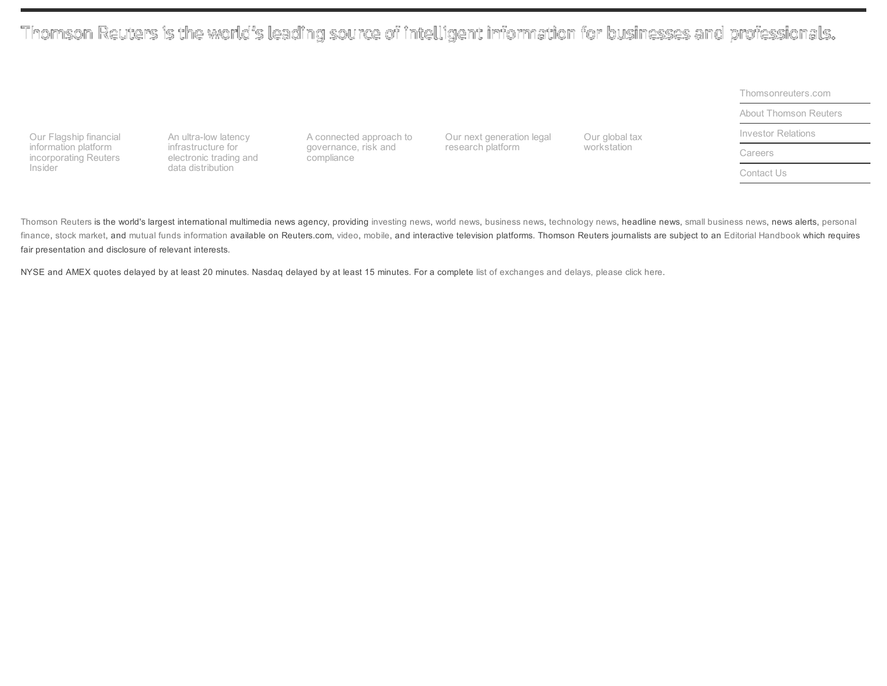Thomson Reuters is the world's leading source of intelligent information for businesses and professionals.

Our Flagship financial information platform incorporating Reuters Insider

An ultra-low latency infrastructure for electronic trading and data distribution

A connected approach to governance, risk and compliance

Our next generation legal research platform

Our global tax workstation

- Thomsonreuters.com
- About Thomson Reuters
- Investor Relations
- Careers
- Contact Us

Thomson Reuters is the world's largest international multimedia news agency, providing investing news, world news, business news, technology news, headline news, small business news, news alerts, personal finance, stock market, and mutual funds information available on Reuters.com, video, mobile, and interactive television platforms. Thomson Reuters journalists are subject to an Editorial Handbook which requires fair presentation and disclosure of relevant interests.

NYSE and AMEX quotes delayed by at least 20 minutes. Nasdaq delayed by at least 15 minutes. For a complete list of exchanges and delays, please click here.